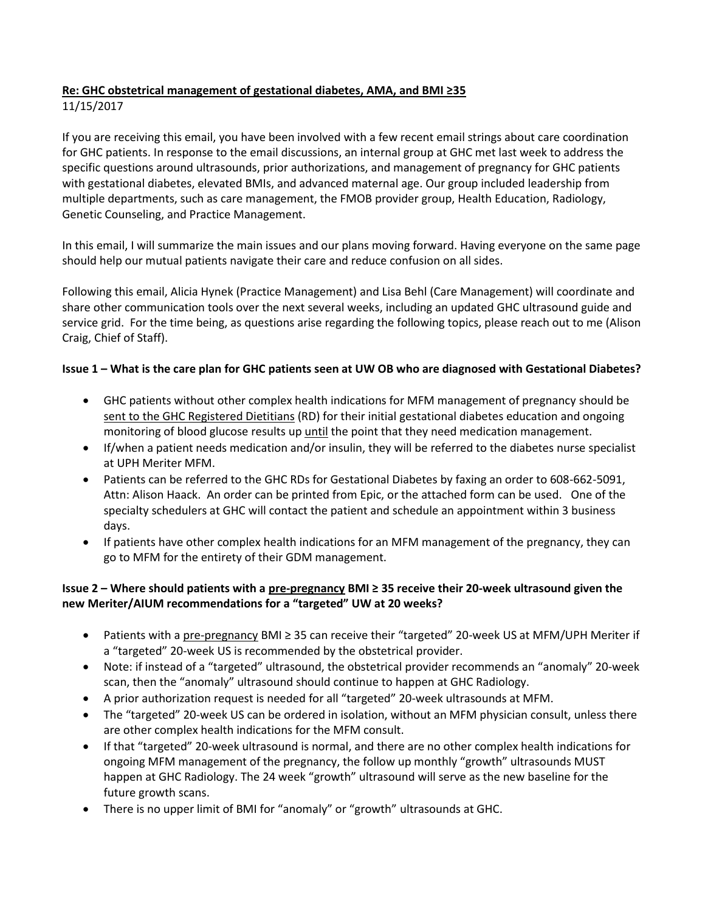**Re: GHC obstetrical management of gestational diabetes, AMA, and BMI ≥35**
11/15/2017

If you are receiving this email, you have been involved with a few recent email strings about care coordination for GHC patients. In response to the email discussions, an internal group at GHC met last week to address the specific questions around ultrasounds, prior authorizations, and management of pregnancy for GHC patients with gestational diabetes, elevated BMIs, and advanced maternal age. Our group included leadership from multiple departments, such as care management, the FMOB provider group, Health Education, Radiology, Genetic Counseling, and Practice Management.

In this email, I will summarize the main issues and our plans moving forward. Having everyone on the same page should help our mutual patients navigate their care and reduce confusion on all sides.

Following this email, Alicia Hynek (Practice Management) and Lisa Behl (Care Management) will coordinate and share other communication tools over the next several weeks, including an updated GHC ultrasound guide and service grid. For the time being, as questions arise regarding the following topics, please reach out to me (Alison Craig, Chief of Staff).

**Issue 1 – What is the care plan for GHC patients seen at UW OB who are diagnosed with Gestational Diabetes?**

- GHC patients without other complex health indications for MFM management of pregnancy should be sent to the GHC Registered Dietitians (RD) for their initial gestational diabetes education and ongoing monitoring of blood glucose results up until the point that they need medication management.
- If/when a patient needs medication and/or insulin, they will be referred to the diabetes nurse specialist at UPH Meriter MFM.
- Patients can be referred to the GHC RDs for Gestational Diabetes by faxing an order to 608-662-5091, Attn: Alison Haack. An order can be printed from Epic, or the attached form can be used. One of the specialty schedulers at GHC will contact the patient and schedule an appointment within 3 business days.
- If patients have other complex health indications for an MFM management of the pregnancy, they can go to MFM for the entirety of their GDM management.

**Issue 2 – Where should patients with a pre-pregnancy BMI ≥ 35 receive their 20-week ultrasound given the new Meriter/AIUM recommendations for a "targeted" UW at 20 weeks?**

- Patients with a pre-pregnancy BMI ≥ 35 can receive their "targeted" 20-week US at MFM/UPH Meriter if a "targeted" 20-week US is recommended by the obstetrical provider.
- Note: if instead of a "targeted" ultrasound, the obstetrical provider recommends an "anomaly" 20-week scan, then the "anomaly" ultrasound should continue to happen at GHC Radiology.
- A prior authorization request is needed for all "targeted" 20-week ultrasounds at MFM.
- The "targeted" 20-week US can be ordered in isolation, without an MFM physician consult, unless there are other complex health indications for the MFM consult.
- If that "targeted" 20-week ultrasound is normal, and there are no other complex health indications for ongoing MFM management of the pregnancy, the follow up monthly "growth" ultrasounds MUST happen at GHC Radiology. The 24 week "growth" ultrasound will serve as the new baseline for the future growth scans.
- There is no upper limit of BMI for "anomaly" or "growth" ultrasounds at GHC.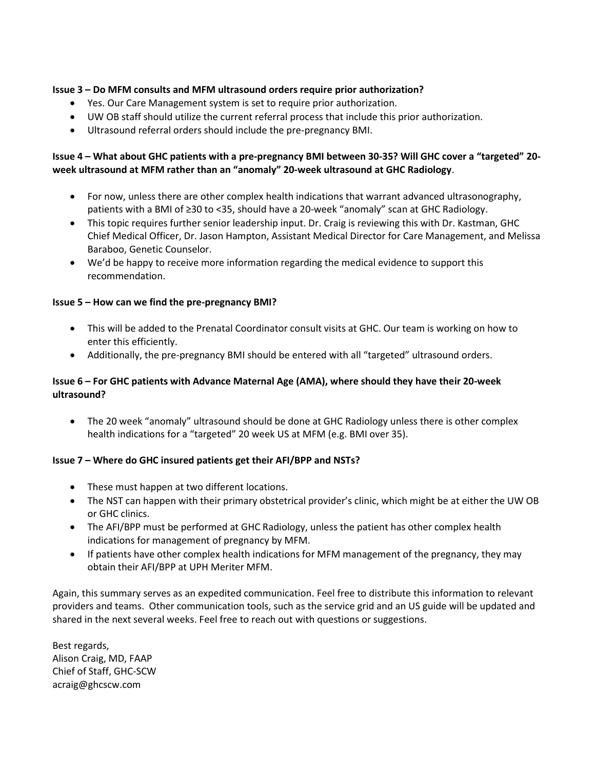**Issue 3 – Do MFM consults and MFM ultrasound orders require prior authorization?**

- Yes. Our Care Management system is set to require prior authorization.
- UW OB staff should utilize the current referral process that include this prior authorization.
- Ultrasound referral orders should include the pre-pregnancy BMI.

**Issue 4 – What about GHC patients with a pre-pregnancy BMI between 30-35? Will GHC cover a "targeted" 20-week ultrasound at MFM rather than an "anomaly" 20-week ultrasound at GHC Radiology**.

- For now, unless there are other complex health indications that warrant advanced ultrasonography, patients with a BMI of ≥30 to <35, should have a 20-week "anomaly" scan at GHC Radiology.
- This topic requires further senior leadership input. Dr. Craig is reviewing this with Dr. Kastman, GHC Chief Medical Officer, Dr. Jason Hampton, Assistant Medical Director for Care Management, and Melissa Baraboo, Genetic Counselor.
- We'd be happy to receive more information regarding the medical evidence to support this recommendation.

**Issue 5 – How can we find the pre-pregnancy BMI?**

- This will be added to the Prenatal Coordinator consult visits at GHC. Our team is working on how to enter this efficiently.
- Additionally, the pre-pregnancy BMI should be entered with all "targeted" ultrasound orders.

**Issue 6 – For GHC patients with Advance Maternal Age (AMA), where should they have their 20-week ultrasound?**

- The 20 week "anomaly" ultrasound should be done at GHC Radiology unless there is other complex health indications for a "targeted" 20 week US at MFM (e.g. BMI over 35).

**Issue 7 – Where do GHC insured patients get their AFI/BPP and NSTs?**

- These must happen at two different locations.
- The NST can happen with their primary obstetrical provider's clinic, which might be at either the UW OB or GHC clinics.
- The AFI/BPP must be performed at GHC Radiology, unless the patient has other complex health indications for management of pregnancy by MFM.
- If patients have other complex health indications for MFM management of the pregnancy, they may obtain their AFI/BPP at UPH Meriter MFM.

Again, this summary serves as an expedited communication. Feel free to distribute this information to relevant providers and teams. Other communication tools, such as the service grid and an US guide will be updated and shared in the next several weeks. Feel free to reach out with questions or suggestions.

Best regards,  
Alison Craig, MD, FAAP  
Chief of Staff, GHC-SCW  
acraig@ghcscw.com